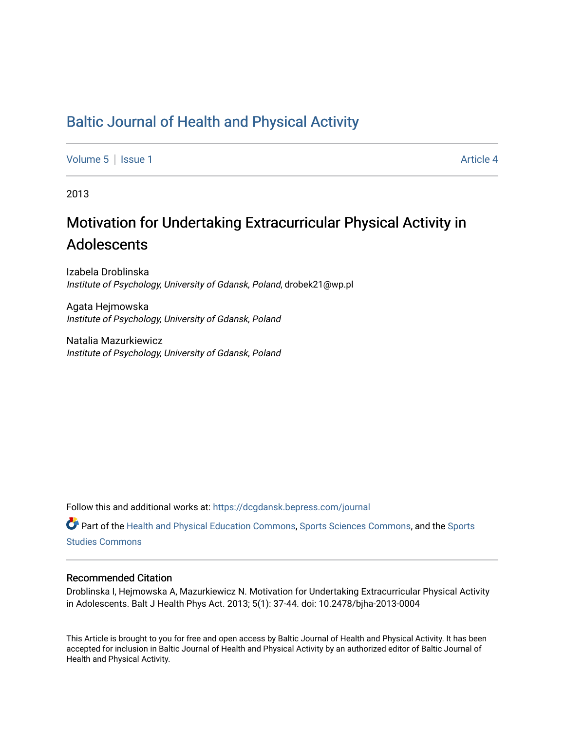# Baltic Journal of Health and Physical Activity

Volume 5 | Issue 1 — Article 4

2013

## Motivation for Undertaking Extracurricular Physical Activity in Adolescents

Izabela Droblinska
*Institute of Psychology, University of Gdansk, Poland*, drobek21@wp.pl

Agata Hejmowska
*Institute of Psychology, University of Gdansk, Poland*

Natalia Mazurkiewicz
*Institute of Psychology, University of Gdansk, Poland*

Follow this and additional works at: https://dcgdansk.bepress.com/journal

Part of the Health and Physical Education Commons, Sports Sciences Commons, and the Sports Studies Commons

### Recommended Citation

Droblinska I, Hejmowska A, Mazurkiewicz N. Motivation for Undertaking Extracurricular Physical Activity in Adolescents. Balt J Health Phys Act. 2013; 5(1): 37-44. doi: 10.2478/bjha-2013-0004

This Article is brought to you for free and open access by Baltic Journal of Health and Physical Activity. It has been accepted for inclusion in Baltic Journal of Health and Physical Activity by an authorized editor of Baltic Journal of Health and Physical Activity.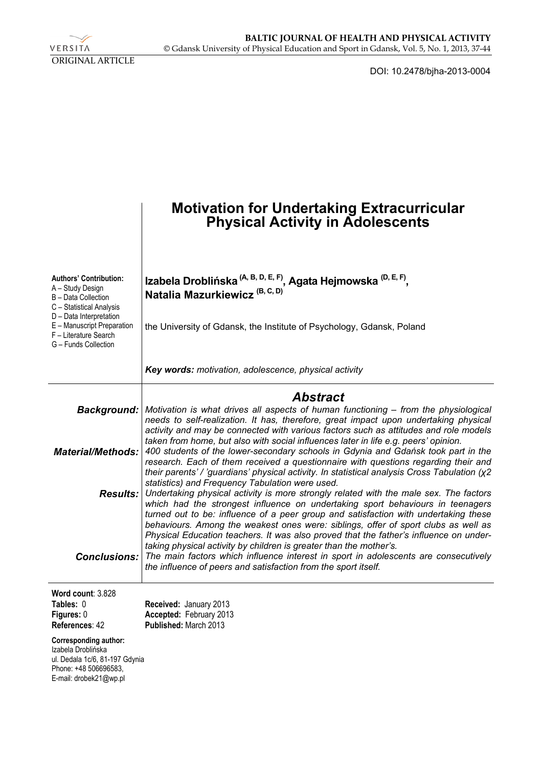ORIGINAL ARTICLE

DOI: 10.2478/bjha-2013-0004

# Motivation for Undertaking Extracurricular Physical Activity in Adolescents

**Authors' Contribution:**
A – Study Design
B – Data Collection
C – Statistical Analysis
D – Data Interpretation
E – Manuscript Preparation
F – Literature Search
G – Funds Collection

**Izabela Droblińska (A, B, D, E, F), Agata Hejmowska (D, E, F), Natalia Mazurkiewicz (B, C, D)**

the University of Gdansk, the Institute of Psychology, Gdansk, Poland

***Key words:*** *motivation, adolescence, physical activity*

## Abstract

***Background:*** *Motivation is what drives all aspects of human functioning – from the physiological needs to self-realization. It has, therefore, great impact upon undertaking physical activity and may be connected with various factors such as attitudes and role models taken from home, but also with social influences later in life e.g. peers' opinion.*

***Material/Methods:*** *400 students of the lower-secondary schools in Gdynia and Gdańsk took part in the research. Each of them received a questionnaire with questions regarding their and their parents' / 'guardians' physical activity. In statistical analysis Cross Tabulation (*$\chi 2$ *statistics) and Frequency Tabulation were used.*

***Results:*** *Undertaking physical activity is more strongly related with the male sex. The factors which had the strongest influence on undertaking sport behaviours in teenagers turned out to be: influence of a peer group and satisfaction with undertaking these behaviours. Among the weakest ones were: siblings, offer of sport clubs as well as Physical Education teachers. It was also proved that the father's influence on undertaking physical activity by children is greater than the mother's.*

***Conclusions:*** *The main factors which influence interest in sport in adolescents are consecutively the influence of peers and satisfaction from the sport itself.*

**Word count**: 3.828
**Tables:** 0
**Figures:** 0
**References**: 42

**Received:** January 2013
**Accepted:** February 2013
**Published:** March 2013

**Corresponding author:**
Izabela Droblińska
ul. Dedala 1c/6, 81-197 Gdynia
Phone: +48 506696583,
E-mail: drobek21@wp.pl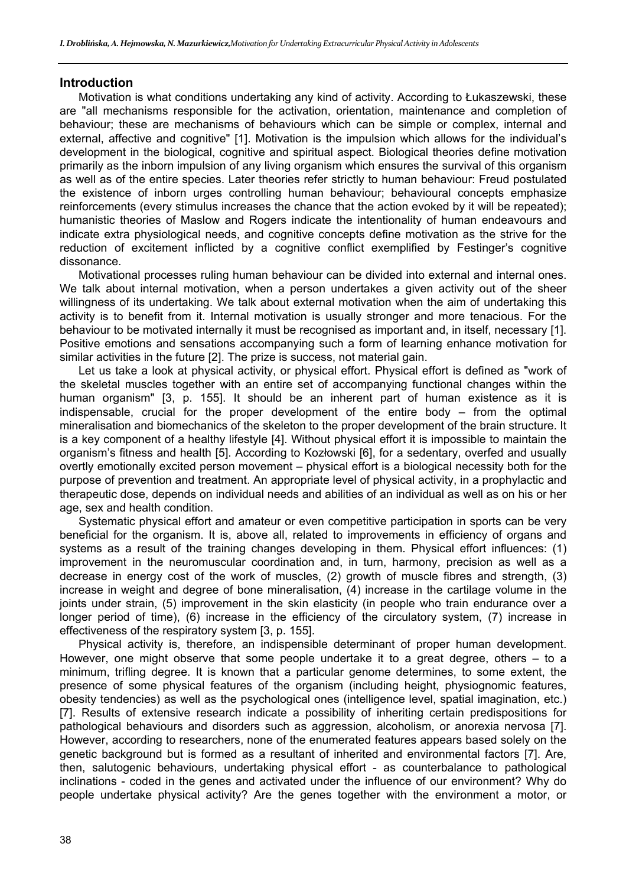## Introduction

Motivation is what conditions undertaking any kind of activity. According to Łukaszewski, these are "all mechanisms responsible for the activation, orientation, maintenance and completion of behaviour; these are mechanisms of behaviours which can be simple or complex, internal and external, affective and cognitive" [1]. Motivation is the impulsion which allows for the individual's development in the biological, cognitive and spiritual aspect. Biological theories define motivation primarily as the inborn impulsion of any living organism which ensures the survival of this organism as well as of the entire species. Later theories refer strictly to human behaviour: Freud postulated the existence of inborn urges controlling human behaviour; behavioural concepts emphasize reinforcements (every stimulus increases the chance that the action evoked by it will be repeated); humanistic theories of Maslow and Rogers indicate the intentionality of human endeavours and indicate extra physiological needs, and cognitive concepts define motivation as the strive for the reduction of excitement inflicted by a cognitive conflict exemplified by Festinger's cognitive dissonance.

Motivational processes ruling human behaviour can be divided into external and internal ones. We talk about internal motivation, when a person undertakes a given activity out of the sheer willingness of its undertaking. We talk about external motivation when the aim of undertaking this activity is to benefit from it. Internal motivation is usually stronger and more tenacious. For the behaviour to be motivated internally it must be recognised as important and, in itself, necessary [1]. Positive emotions and sensations accompanying such a form of learning enhance motivation for similar activities in the future [2]. The prize is success, not material gain.

Let us take a look at physical activity, or physical effort. Physical effort is defined as "work of the skeletal muscles together with an entire set of accompanying functional changes within the human organism" [3, p. 155]. It should be an inherent part of human existence as it is indispensable, crucial for the proper development of the entire body – from the optimal mineralisation and biomechanics of the skeleton to the proper development of the brain structure. It is a key component of a healthy lifestyle [4]. Without physical effort it is impossible to maintain the organism's fitness and health [5]. According to Kozłowski [6], for a sedentary, overfed and usually overtly emotionally excited person movement – physical effort is a biological necessity both for the purpose of prevention and treatment. An appropriate level of physical activity, in a prophylactic and therapeutic dose, depends on individual needs and abilities of an individual as well as on his or her age, sex and health condition.

Systematic physical effort and amateur or even competitive participation in sports can be very beneficial for the organism. It is, above all, related to improvements in efficiency of organs and systems as a result of the training changes developing in them. Physical effort influences: (1) improvement in the neuromuscular coordination and, in turn, harmony, precision as well as a decrease in energy cost of the work of muscles, (2) growth of muscle fibres and strength, (3) increase in weight and degree of bone mineralisation, (4) increase in the cartilage volume in the joints under strain, (5) improvement in the skin elasticity (in people who train endurance over a longer period of time), (6) increase in the efficiency of the circulatory system, (7) increase in effectiveness of the respiratory system [3, p. 155].

Physical activity is, therefore, an indispensible determinant of proper human development. However, one might observe that some people undertake it to a great degree, others – to a minimum, trifling degree. It is known that a particular genome determines, to some extent, the presence of some physical features of the organism (including height, physiognomic features, obesity tendencies) as well as the psychological ones (intelligence level, spatial imagination, etc.) [7]. Results of extensive research indicate a possibility of inheriting certain predispositions for pathological behaviours and disorders such as aggression, alcoholism, or anorexia nervosa [7]. However, according to researchers, none of the enumerated features appears based solely on the genetic background but is formed as a resultant of inherited and environmental factors [7]. Are, then, salutogenic behaviours, undertaking physical effort - as counterbalance to pathological inclinations - coded in the genes and activated under the influence of our environment? Why do people undertake physical activity? Are the genes together with the environment a motor, or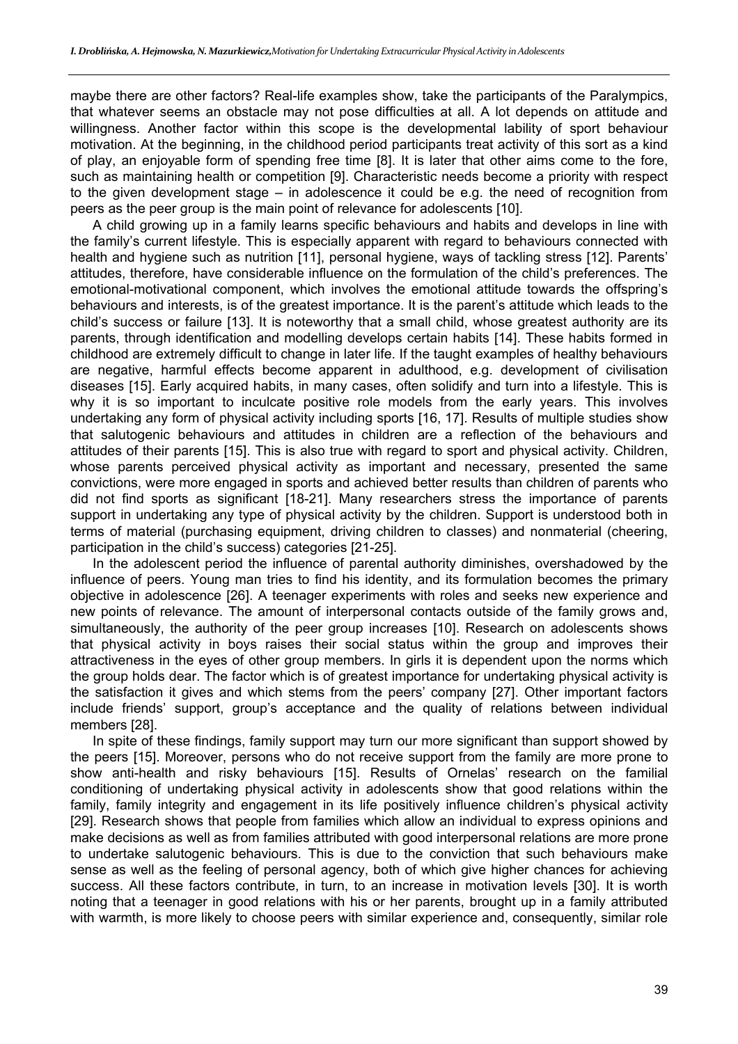maybe there are other factors? Real-life examples show, take the participants of the Paralympics, that whatever seems an obstacle may not pose difficulties at all. A lot depends on attitude and willingness. Another factor within this scope is the developmental lability of sport behaviour motivation. At the beginning, in the childhood period participants treat activity of this sort as a kind of play, an enjoyable form of spending free time [8]. It is later that other aims come to the fore, such as maintaining health or competition [9]. Characteristic needs become a priority with respect to the given development stage – in adolescence it could be e.g. the need of recognition from peers as the peer group is the main point of relevance for adolescents [10].

A child growing up in a family learns specific behaviours and habits and develops in line with the family's current lifestyle. This is especially apparent with regard to behaviours connected with health and hygiene such as nutrition [11], personal hygiene, ways of tackling stress [12]. Parents' attitudes, therefore, have considerable influence on the formulation of the child's preferences. The emotional-motivational component, which involves the emotional attitude towards the offspring's behaviours and interests, is of the greatest importance. It is the parent's attitude which leads to the child's success or failure [13]. It is noteworthy that a small child, whose greatest authority are its parents, through identification and modelling develops certain habits [14]. These habits formed in childhood are extremely difficult to change in later life. If the taught examples of healthy behaviours are negative, harmful effects become apparent in adulthood, e.g. development of civilisation diseases [15]. Early acquired habits, in many cases, often solidify and turn into a lifestyle. This is why it is so important to inculcate positive role models from the early years. This involves undertaking any form of physical activity including sports [16, 17]. Results of multiple studies show that salutogenic behaviours and attitudes in children are a reflection of the behaviours and attitudes of their parents [15]. This is also true with regard to sport and physical activity. Children, whose parents perceived physical activity as important and necessary, presented the same convictions, were more engaged in sports and achieved better results than children of parents who did not find sports as significant [18-21]. Many researchers stress the importance of parents support in undertaking any type of physical activity by the children. Support is understood both in terms of material (purchasing equipment, driving children to classes) and nonmaterial (cheering, participation in the child's success) categories [21-25].

In the adolescent period the influence of parental authority diminishes, overshadowed by the influence of peers. Young man tries to find his identity, and its formulation becomes the primary objective in adolescence [26]. A teenager experiments with roles and seeks new experience and new points of relevance. The amount of interpersonal contacts outside of the family grows and, simultaneously, the authority of the peer group increases [10]. Research on adolescents shows that physical activity in boys raises their social status within the group and improves their attractiveness in the eyes of other group members. In girls it is dependent upon the norms which the group holds dear. The factor which is of greatest importance for undertaking physical activity is the satisfaction it gives and which stems from the peers' company [27]. Other important factors include friends' support, group's acceptance and the quality of relations between individual members [28].

In spite of these findings, family support may turn our more significant than support showed by the peers [15]. Moreover, persons who do not receive support from the family are more prone to show anti-health and risky behaviours [15]. Results of Ornelas' research on the familial conditioning of undertaking physical activity in adolescents show that good relations within the family, family integrity and engagement in its life positively influence children's physical activity [29]. Research shows that people from families which allow an individual to express opinions and make decisions as well as from families attributed with good interpersonal relations are more prone to undertake salutogenic behaviours. This is due to the conviction that such behaviours make sense as well as the feeling of personal agency, both of which give higher chances for achieving success. All these factors contribute, in turn, to an increase in motivation levels [30]. It is worth noting that a teenager in good relations with his or her parents, brought up in a family attributed with warmth, is more likely to choose peers with similar experience and, consequently, similar role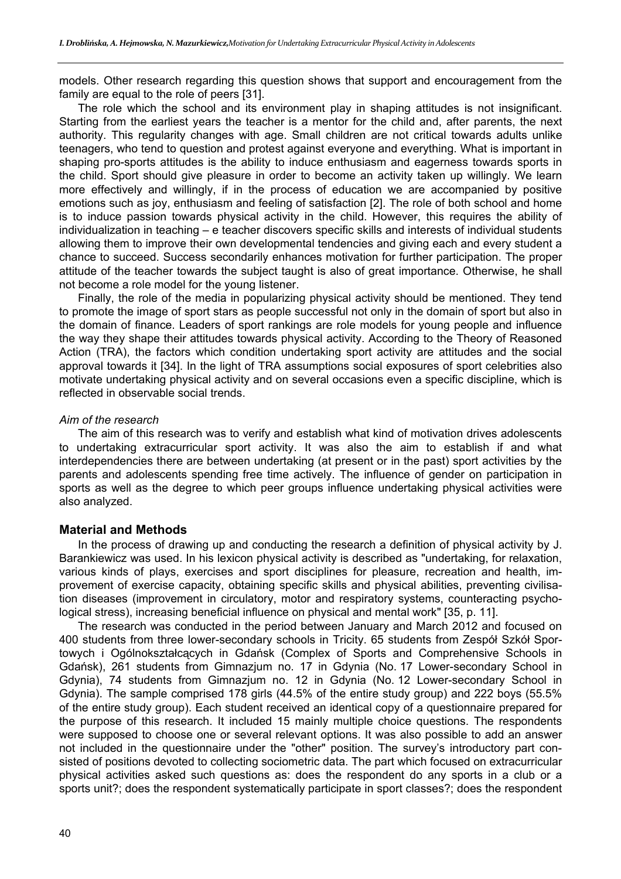models. Other research regarding this question shows that support and encouragement from the family are equal to the role of peers [31].

The role which the school and its environment play in shaping attitudes is not insignificant. Starting from the earliest years the teacher is a mentor for the child and, after parents, the next authority. This regularity changes with age. Small children are not critical towards adults unlike teenagers, who tend to question and protest against everyone and everything. What is important in shaping pro-sports attitudes is the ability to induce enthusiasm and eagerness towards sports in the child. Sport should give pleasure in order to become an activity taken up willingly. We learn more effectively and willingly, if in the process of education we are accompanied by positive emotions such as joy, enthusiasm and feeling of satisfaction [2]. The role of both school and home is to induce passion towards physical activity in the child. However, this requires the ability of individualization in teaching – e teacher discovers specific skills and interests of individual students allowing them to improve their own developmental tendencies and giving each and every student a chance to succeed. Success secondarily enhances motivation for further participation. The proper attitude of the teacher towards the subject taught is also of great importance. Otherwise, he shall not become a role model for the young listener.

Finally, the role of the media in popularizing physical activity should be mentioned. They tend to promote the image of sport stars as people successful not only in the domain of sport but also in the domain of finance. Leaders of sport rankings are role models for young people and influence the way they shape their attitudes towards physical activity. According to the Theory of Reasoned Action (TRA), the factors which condition undertaking sport activity are attitudes and the social approval towards it [34]. In the light of TRA assumptions social exposures of sport celebrities also motivate undertaking physical activity and on several occasions even a specific discipline, which is reflected in observable social trends.

*Aim of the research*

The aim of this research was to verify and establish what kind of motivation drives adolescents to undertaking extracurricular sport activity. It was also the aim to establish if and what interdependencies there are between undertaking (at present or in the past) sport activities by the parents and adolescents spending free time actively. The influence of gender on participation in sports as well as the degree to which peer groups influence undertaking physical activities were also analyzed.

## Material and Methods

In the process of drawing up and conducting the research a definition of physical activity by J. Barankiewicz was used. In his lexicon physical activity is described as "undertaking, for relaxation, various kinds of plays, exercises and sport disciplines for pleasure, recreation and health, improvement of exercise capacity, obtaining specific skills and physical abilities, preventing civilisation diseases (improvement in circulatory, motor and respiratory systems, counteracting psychological stress), increasing beneficial influence on physical and mental work" [35, p. 11].

The research was conducted in the period between January and March 2012 and focused on 400 students from three lower-secondary schools in Tricity. 65 students from Zespół Szkół Sportowych i Ogólnokształcących in Gdańsk (Complex of Sports and Comprehensive Schools in Gdańsk), 261 students from Gimnazjum no. 17 in Gdynia (No. 17 Lower-secondary School in Gdynia), 74 students from Gimnazjum no. 12 in Gdynia (No. 12 Lower-secondary School in Gdynia). The sample comprised 178 girls (44.5% of the entire study group) and 222 boys (55.5% of the entire study group). Each student received an identical copy of a questionnaire prepared for the purpose of this research. It included 15 mainly multiple choice questions. The respondents were supposed to choose one or several relevant options. It was also possible to add an answer not included in the questionnaire under the "other" position. The survey's introductory part consisted of positions devoted to collecting sociometric data. The part which focused on extracurricular physical activities asked such questions as: does the respondent do any sports in a club or a sports unit?; does the respondent systematically participate in sport classes?; does the respondent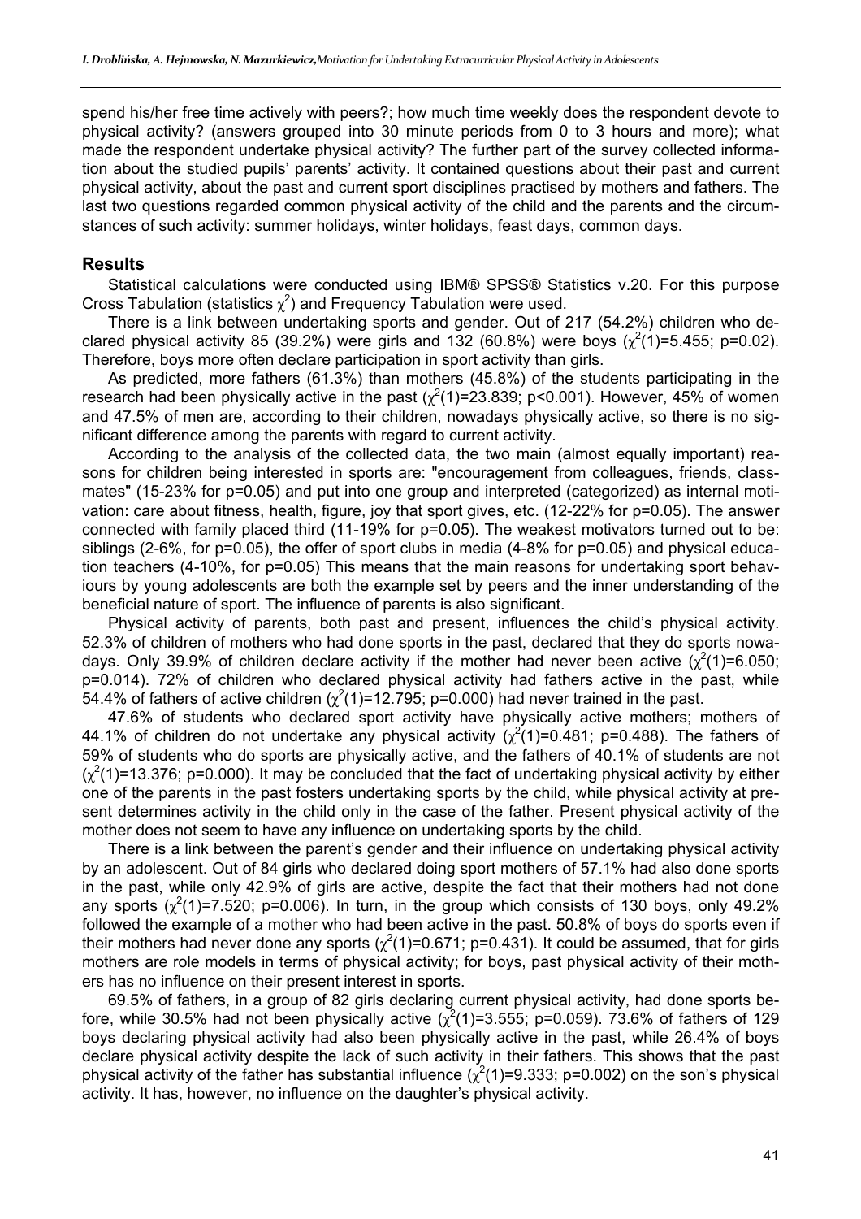spend his/her free time actively with peers?; how much time weekly does the respondent devote to physical activity? (answers grouped into 30 minute periods from 0 to 3 hours and more); what made the respondent undertake physical activity? The further part of the survey collected information about the studied pupils' parents' activity. It contained questions about their past and current physical activity, about the past and current sport disciplines practised by mothers and fathers. The last two questions regarded common physical activity of the child and the parents and the circumstances of such activity: summer holidays, winter holidays, feast days, common days.

## Results

Statistical calculations were conducted using IBM® SPSS® Statistics v.20. For this purpose Cross Tabulation (statistics $\chi^2$) and Frequency Tabulation were used.

There is a link between undertaking sports and gender. Out of 217 (54.2%) children who declared physical activity 85 (39.2%) were girls and 132 (60.8%) were boys ($\chi^2(1)=5.455$; $p=0.02$). Therefore, boys more often declare participation in sport activity than girls.

As predicted, more fathers (61.3%) than mothers (45.8%) of the students participating in the research had been physically active in the past ($\chi^2(1)=23.839$; $p<0.001$). However, 45% of women and 47.5% of men are, according to their children, nowadays physically active, so there is no significant difference among the parents with regard to current activity.

According to the analysis of the collected data, the two main (almost equally important) reasons for children being interested in sports are: "encouragement from colleagues, friends, classmates" (15-23% for $p=0.05$) and put into one group and interpreted (categorized) as internal motivation: care about fitness, health, figure, joy that sport gives, etc. (12-22% for $p=0.05$). The answer connected with family placed third (11-19% for $p=0.05$). The weakest motivators turned out to be: siblings (2-6%, for $p=0.05$), the offer of sport clubs in media (4-8% for $p=0.05$) and physical education teachers (4-10%, for $p=0.05$) This means that the main reasons for undertaking sport behaviours by young adolescents are both the example set by peers and the inner understanding of the beneficial nature of sport. The influence of parents is also significant.

Physical activity of parents, both past and present, influences the child's physical activity. 52.3% of children of mothers who had done sports in the past, declared that they do sports nowadays. Only 39.9% of children declare activity if the mother had never been active ($\chi^2(1)=6.050$; $p=0.014$). 72% of children who declared physical activity had fathers active in the past, while 54.4% of fathers of active children ($\chi^2(1)=12.795$; $p=0.000$) had never trained in the past.

47.6% of students who declared sport activity have physically active mothers; mothers of 44.1% of children do not undertake any physical activity ($\chi^2(1)=0.481$; $p=0.488$). The fathers of 59% of students who do sports are physically active, and the fathers of 40.1% of students are not ($\chi^2(1)=13.376$; $p=0.000$). It may be concluded that the fact of undertaking physical activity by either one of the parents in the past fosters undertaking sports by the child, while physical activity at present determines activity in the child only in the case of the father. Present physical activity of the mother does not seem to have any influence on undertaking sports by the child.

There is a link between the parent's gender and their influence on undertaking physical activity by an adolescent. Out of 84 girls who declared doing sport mothers of 57.1% had also done sports in the past, while only 42.9% of girls are active, despite the fact that their mothers had not done any sports ($\chi^2(1)=7.520$; $p=0.006$). In turn, in the group which consists of 130 boys, only 49.2% followed the example of a mother who had been active in the past. 50.8% of boys do sports even if their mothers had never done any sports ($\chi^2(1)=0.671$; $p=0.431$). It could be assumed, that for girls mothers are role models in terms of physical activity; for boys, past physical activity of their mothers has no influence on their present interest in sports.

69.5% of fathers, in a group of 82 girls declaring current physical activity, had done sports before, while 30.5% had not been physically active ($\chi^2(1)=3.555$; $p=0.059$). 73.6% of fathers of 129 boys declaring physical activity had also been physically active in the past, while 26.4% of boys declare physical activity despite the lack of such activity in their fathers. This shows that the past physical activity of the father has substantial influence ($\chi^2(1)=9.333$; $p=0.002$) on the son's physical activity. It has, however, no influence on the daughter's physical activity.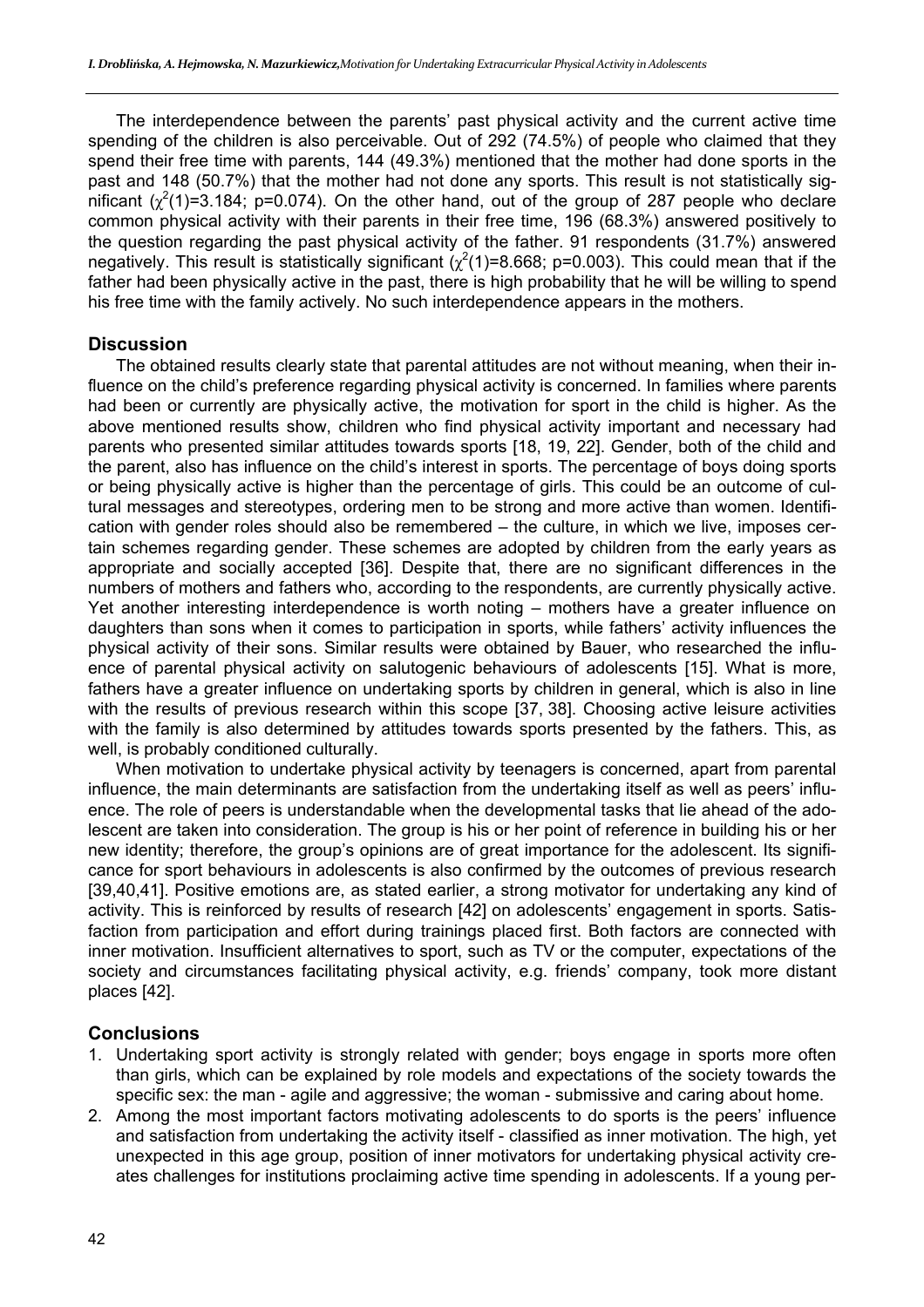The interdependence between the parents' past physical activity and the current active time spending of the children is also perceivable. Out of 292 (74.5%) of people who claimed that they spend their free time with parents, 144 (49.3%) mentioned that the mother had done sports in the past and 148 (50.7%) that the mother had not done any sports. This result is not statistically significant ($\chi^2(1)=3.184$; $p=0.074$). On the other hand, out of the group of 287 people who declare common physical activity with their parents in their free time, 196 (68.3%) answered positively to the question regarding the past physical activity of the father. 91 respondents (31.7%) answered negatively. This result is statistically significant ($\chi^2(1)=8.668$; $p=0.003$). This could mean that if the father had been physically active in the past, there is high probability that he will be willing to spend his free time with the family actively. No such interdependence appears in the mothers.

## Discussion

The obtained results clearly state that parental attitudes are not without meaning, when their influence on the child's preference regarding physical activity is concerned. In families where parents had been or currently are physically active, the motivation for sport in the child is higher. As the above mentioned results show, children who find physical activity important and necessary had parents who presented similar attitudes towards sports [18, 19, 22]. Gender, both of the child and the parent, also has influence on the child's interest in sports. The percentage of boys doing sports or being physically active is higher than the percentage of girls. This could be an outcome of cultural messages and stereotypes, ordering men to be strong and more active than women. Identification with gender roles should also be remembered – the culture, in which we live, imposes certain schemes regarding gender. These schemes are adopted by children from the early years as appropriate and socially accepted [36]. Despite that, there are no significant differences in the numbers of mothers and fathers who, according to the respondents, are currently physically active. Yet another interesting interdependence is worth noting – mothers have a greater influence on daughters than sons when it comes to participation in sports, while fathers' activity influences the physical activity of their sons. Similar results were obtained by Bauer, who researched the influence of parental physical activity on salutogenic behaviours of adolescents [15]. What is more, fathers have a greater influence on undertaking sports by children in general, which is also in line with the results of previous research within this scope [37, 38]. Choosing active leisure activities with the family is also determined by attitudes towards sports presented by the fathers. This, as well, is probably conditioned culturally.

When motivation to undertake physical activity by teenagers is concerned, apart from parental influence, the main determinants are satisfaction from the undertaking itself as well as peers' influence. The role of peers is understandable when the developmental tasks that lie ahead of the adolescent are taken into consideration. The group is his or her point of reference in building his or her new identity; therefore, the group's opinions are of great importance for the adolescent. Its significance for sport behaviours in adolescents is also confirmed by the outcomes of previous research [39,40,41]. Positive emotions are, as stated earlier, a strong motivator for undertaking any kind of activity. This is reinforced by results of research [42] on adolescents' engagement in sports. Satisfaction from participation and effort during trainings placed first. Both factors are connected with inner motivation. Insufficient alternatives to sport, such as TV or the computer, expectations of the society and circumstances facilitating physical activity, e.g. friends' company, took more distant places [42].

## Conclusions

1. Undertaking sport activity is strongly related with gender; boys engage in sports more often than girls, which can be explained by role models and expectations of the society towards the specific sex: the man - agile and aggressive; the woman - submissive and caring about home.
2. Among the most important factors motivating adolescents to do sports is the peers' influence and satisfaction from undertaking the activity itself - classified as inner motivation. The high, yet unexpected in this age group, position of inner motivators for undertaking physical activity creates challenges for institutions proclaiming active time spending in adolescents. If a young per-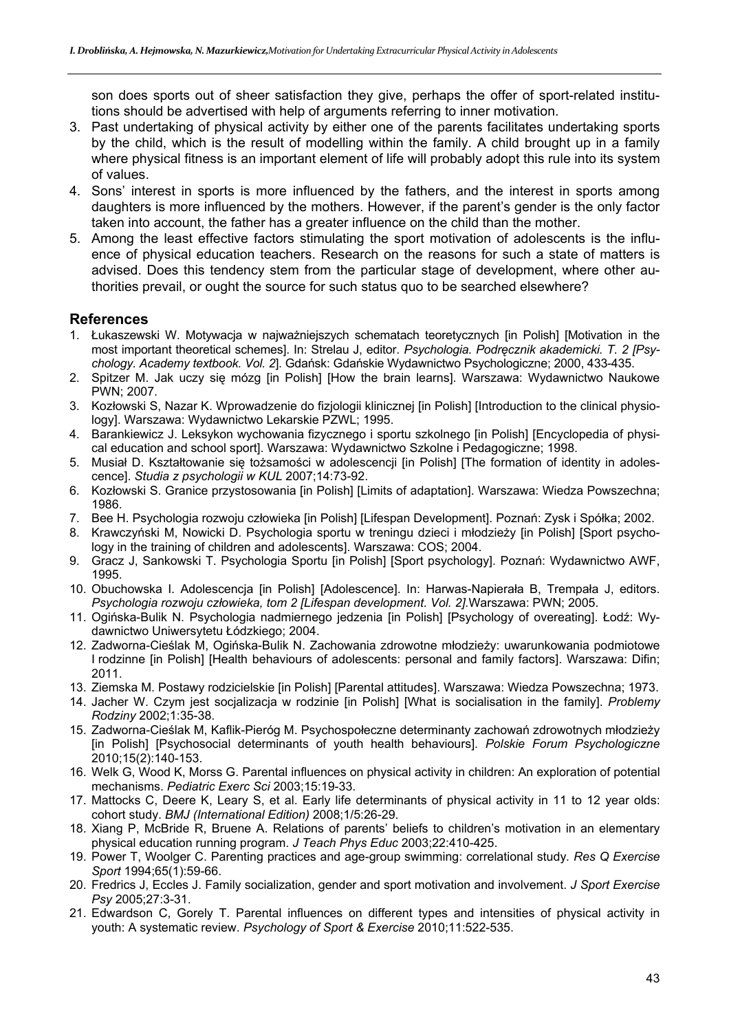son does sports out of sheer satisfaction they give, perhaps the offer of sport-related institutions should be advertised with help of arguments referring to inner motivation.

3. Past undertaking of physical activity by either one of the parents facilitates undertaking sports by the child, which is the result of modelling within the family. A child brought up in a family where physical fitness is an important element of life will probably adopt this rule into its system of values.
4. Sons' interest in sports is more influenced by the fathers, and the interest in sports among daughters is more influenced by the mothers. However, if the parent's gender is the only factor taken into account, the father has a greater influence on the child than the mother.
5. Among the least effective factors stimulating the sport motivation of adolescents is the influence of physical education teachers. Research on the reasons for such a state of matters is advised. Does this tendency stem from the particular stage of development, where other authorities prevail, or ought the source for such status quo to be searched elsewhere?

## References

1. Łukaszewski W. Motywacja w najważniejszych schematach teoretycznych [in Polish] [Motivation in the most important theoretical schemes]. In: Strelau J, editor. *Psychologia. Podręcznik akademicki. T. 2 [Psychology. Academy textbook. Vol. 2*]. Gdańsk: Gdańskie Wydawnictwo Psychologiczne; 2000, 433-435.
2. Spitzer M. Jak uczy się mózg [in Polish] [How the brain learns]. Warszawa: Wydawnictwo Naukowe PWN; 2007.
3. Kozłowski S, Nazar K. Wprowadzenie do fizjologii klinicznej [in Polish] [Introduction to the clinical physiology]. Warszawa: Wydawnictwo Lekarskie PZWL; 1995.
4. Barankiewicz J. Leksykon wychowania fizycznego i sportu szkolnego [in Polish] [Encyclopedia of physical education and school sport]. Warszawa: Wydawnictwo Szkolne i Pedagogiczne; 1998.
5. Musiał D. Kształtowanie się tożsamości w adolescencji [in Polish] [The formation of identity in adolescence]. *Studia z psychologii w KUL* 2007;14:73-92.
6. Kozłowski S. Granice przystosowania [in Polish] [Limits of adaptation]. Warszawa: Wiedza Powszechna; 1986.
7. Bee H. Psychologia rozwoju człowieka [in Polish] [Lifespan Development]. Poznań: Zysk i Spółka; 2002.
8. Krawczyński M, Nowicki D. Psychologia sportu w treningu dzieci i młodzieży [in Polish] [Sport psychology in the training of children and adolescents]. Warszawa: COS; 2004.
9. Gracz J, Sankowski T. Psychologia Sportu [in Polish] [Sport psychology]. Poznań: Wydawnictwo AWF, 1995.
10. Obuchowska I. Adolescencja [in Polish] [Adolescence]. In: Harwas-Napierała B, Trempała J, editors. *Psychologia rozwoju człowieka, tom 2 [Lifespan development. Vol. 2].*Warszawa: PWN; 2005.
11. Ogińska-Bulik N. Psychologia nadmiernego jedzenia [in Polish] [Psychology of overeating]. Łodź: Wydawnictwo Uniwersytetu Łódzkiego; 2004.
12. Zadworna-Cieślak M, Ogińska-Bulik N. Zachowania zdrowotne młodzieży: uwarunkowania podmiotowe I rodzinne [in Polish] [Health behaviours of adolescents: personal and family factors]. Warszawa: Difin; 2011.
13. Ziemska M. Postawy rodzicielskie [in Polish] [Parental attitudes]. Warszawa: Wiedza Powszechna; 1973.
14. Jacher W. Czym jest socjalizacja w rodzinie [in Polish] [What is socialisation in the family]. *Problemy Rodziny* 2002;1:35-38.
15. Zadworna-Cieślak M, Kaflik-Pieróg M. Psychospołeczne determinanty zachowań zdrowotnych młodzieży [in Polish] [Psychosocial determinants of youth health behaviours]. *Polskie Forum Psychologiczne* 2010;15(2):140-153.
16. Welk G, Wood K, Morss G. Parental influences on physical activity in children: An exploration of potential mechanisms. *Pediatric Exerc Sci* 2003;15:19-33.
17. Mattocks C, Deere K, Leary S, et al. Early life determinants of physical activity in 11 to 12 year olds: cohort study. *BMJ (International Edition)* 2008;1/5:26-29.
18. Xiang P, McBride R, Bruene A. Relations of parents' beliefs to children's motivation in an elementary physical education running program. *J Teach Phys Educ* 2003;22:410-425.
19. Power T, Woolger C. Parenting practices and age-group swimming: correlational study. *Res Q Exercise Sport* 1994;65(1):59-66.
20. Fredrics J, Eccles J. Family socialization, gender and sport motivation and involvement. *J Sport Exercise Psy* 2005;27:3-31.
21. Edwardson C, Gorely T. Parental influences on different types and intensities of physical activity in youth: A systematic review. *Psychology of Sport & Exercise* 2010;11:522-535.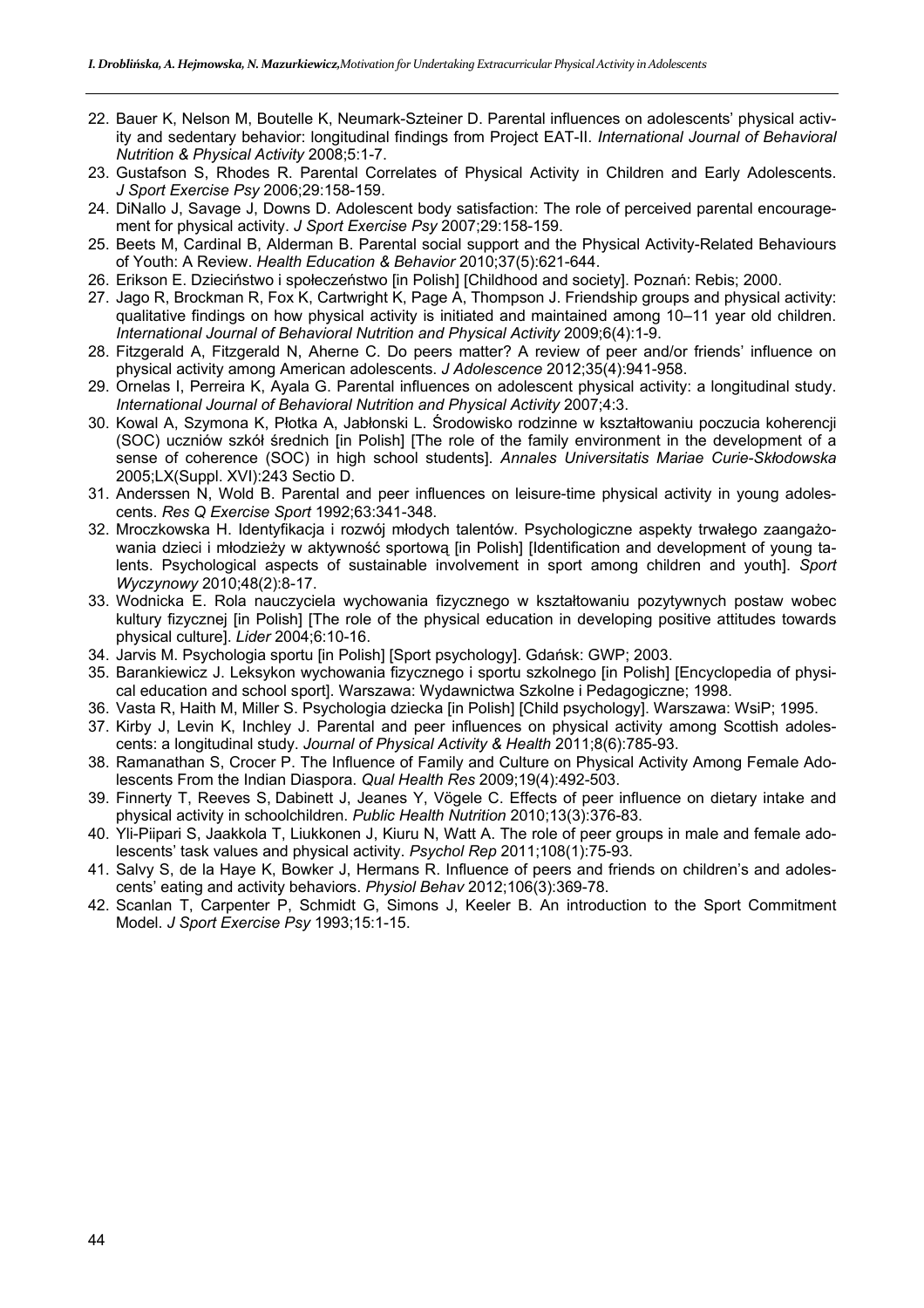22. Bauer K, Nelson M, Boutelle K, Neumark-Szteiner D. Parental influences on adolescents' physical activity and sedentary behavior: longitudinal findings from Project EAT-II. *International Journal of Behavioral Nutrition & Physical Activity* 2008;5:1-7.
23. Gustafson S, Rhodes R. Parental Correlates of Physical Activity in Children and Early Adolescents. *J Sport Exercise Psy* 2006;29:158-159.
24. DiNallo J, Savage J, Downs D. Adolescent body satisfaction: The role of perceived parental encouragement for physical activity. *J Sport Exercise Psy* 2007;29:158-159.
25. Beets M, Cardinal B, Alderman B. Parental social support and the Physical Activity-Related Behaviours of Youth: A Review. *Health Education & Behavior* 2010;37(5):621-644.
26. Erikson E. Dzieciństwo i społeczeństwo [in Polish] [Childhood and society]. Poznań: Rebis; 2000.
27. Jago R, Brockman R, Fox K, Cartwright K, Page A, Thompson J. Friendship groups and physical activity: qualitative findings on how physical activity is initiated and maintained among 10–11 year old children. *International Journal of Behavioral Nutrition and Physical Activity* 2009;6(4):1-9.
28. Fitzgerald A, Fitzgerald N, Aherne C. Do peers matter? A review of peer and/or friends' influence on physical activity among American adolescents. *J Adolescence* 2012;35(4):941-958.
29. Ornelas I, Perreira K, Ayala G. Parental influences on adolescent physical activity: a longitudinal study. *International Journal of Behavioral Nutrition and Physical Activity* 2007;4:3.
30. Kowal A, Szymona K, Płotka A, Jabłonski L. Środowisko rodzinne w kształtowaniu poczucia koherencji (SOC) uczniów szkół średnich [in Polish] [The role of the family environment in the development of a sense of coherence (SOC) in high school students]. *Annales Universitatis Mariae Curie-Skłodowska* 2005;LX(Suppl. XVI):243 Sectio D.
31. Anderssen N, Wold B. Parental and peer influences on leisure-time physical activity in young adolescents. *Res Q Exercise Sport* 1992;63:341-348.
32. Mroczkowska H. Identyfikacja i rozwój młodych talentów. Psychologiczne aspekty trwałego zaangażowania dzieci i młodzieży w aktywność sportową [in Polish] [Identification and development of young talents. Psychological aspects of sustainable involvement in sport among children and youth]. *Sport Wyczynowy* 2010;48(2):8-17.
33. Wodnicka E. Rola nauczyciela wychowania fizycznego w kształtowaniu pozytywnych postaw wobec kultury fizycznej [in Polish] [The role of the physical education in developing positive attitudes towards physical culture]. *Lider* 2004;6:10-16.
34. Jarvis M. Psychologia sportu [in Polish] [Sport psychology]. Gdańsk: GWP; 2003.
35. Barankiewicz J. Leksykon wychowania fizycznego i sportu szkolnego [in Polish] [Encyclopedia of physical education and school sport]. Warszawa: Wydawnictwa Szkolne i Pedagogiczne; 1998.
36. Vasta R, Haith M, Miller S. Psychologia dziecka [in Polish] [Child psychology]. Warszawa: WsiP; 1995.
37. Kirby J, Levin K, Inchley J. Parental and peer influences on physical activity among Scottish adolescents: a longitudinal study. *Journal of Physical Activity & Health* 2011;8(6):785-93.
38. Ramanathan S, Crocer P. The Influence of Family and Culture on Physical Activity Among Female Adolescents From the Indian Diaspora. *Qual Health Res* 2009;19(4):492-503.
39. Finnerty T, Reeves S, Dabinett J, Jeanes Y, Vögele C. Effects of peer influence on dietary intake and physical activity in schoolchildren. *Public Health Nutrition* 2010;13(3):376-83.
40. Yli-Piipari S, Jaakkola T, Liukkonen J, Kiuru N, Watt A. The role of peer groups in male and female adolescents' task values and physical activity. *Psychol Rep* 2011;108(1):75-93.
41. Salvy S, de la Haye K, Bowker J, Hermans R. Influence of peers and friends on children's and adolescents' eating and activity behaviors. *Physiol Behav* 2012;106(3):369-78.
42. Scanlan T, Carpenter P, Schmidt G, Simons J, Keeler B. An introduction to the Sport Commitment Model. *J Sport Exercise Psy* 1993;15:1-15.